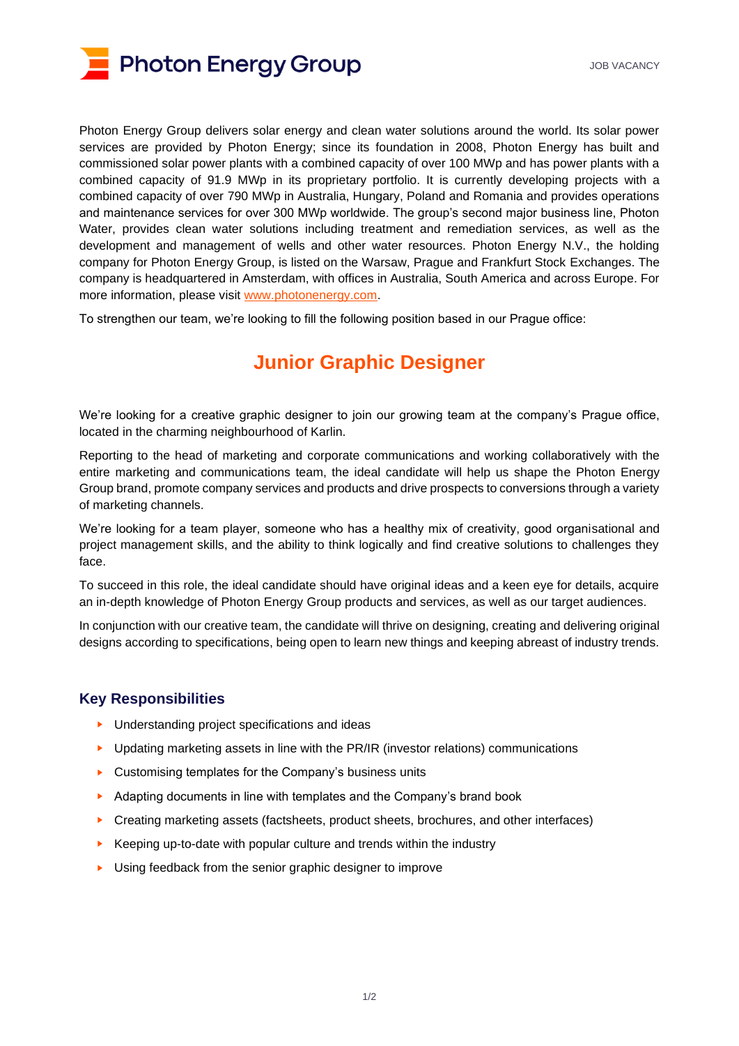Photon Energy Group

JOB VACANCY

Photon Energy Group delivers solar energy and clean water solutions around the world. Its solar power services are provided by Photon Energy; since its foundation in 2008, Photon Energy has built and commissioned solar power plants with a combined capacity of over 100 MWp and has power plants with a combined capacity of 91.9 MWp in its proprietary portfolio. It is currently developing projects with a combined capacity of over 790 MWp in Australia, Hungary, Poland and Romania and provides operations and maintenance services for over 300 MWp worldwide. The group's second major business line, Photon Water, provides clean water solutions including treatment and remediation services, as well as the development and management of wells and other water resources. Photon Energy N.V., the holding company for Photon Energy Group, is listed on the Warsaw, Prague and Frankfurt Stock Exchanges. The company is headquartered in Amsterdam, with offices in Australia, South America and across Europe. For more information, please visit www.photonenergy.com.

To strengthen our team, we're looking to fill the following position based in our Prague office:

# Junior Graphic Designer

We're looking for a creative graphic designer to join our growing team at the company's Prague office, located in the charming neighbourhood of Karlin.

Reporting to the head of marketing and corporate communications and working collaboratively with the entire marketing and communications team, the ideal candidate will help us shape the Photon Energy Group brand, promote company services and products and drive prospects to conversions through a variety of marketing channels.

We're looking for a team player, someone who has a healthy mix of creativity, good organisational and project management skills, and the ability to think logically and find creative solutions to challenges they face.

To succeed in this role, the ideal candidate should have original ideas and a keen eye for details, acquire an in-depth knowledge of Photon Energy Group products and services, as well as our target audiences.

In conjunction with our creative team, the candidate will thrive on designing, creating and delivering original designs according to specifications, being open to learn new things and keeping abreast of industry trends.

## Key Responsibilities

- Understanding project specifications and ideas
- Updating marketing assets in line with the PR/IR (investor relations) communications
- Customising templates for the Company's business units
- Adapting documents in line with templates and the Company's brand book
- Creating marketing assets (factsheets, product sheets, brochures, and other interfaces)
- Keeping up-to-date with popular culture and trends within the industry
- Using feedback from the senior graphic designer to improve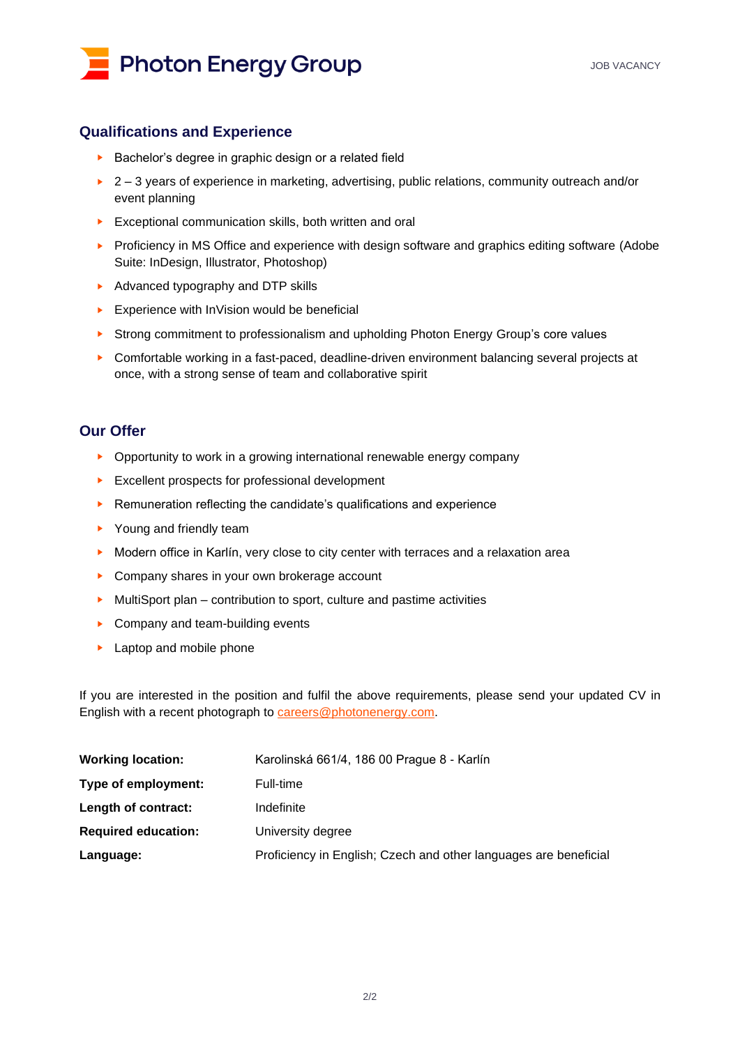## Qualifications and Experience

- Bachelor's degree in graphic design or a related field
- 2 – 3 years of experience in marketing, advertising, public relations, community outreach and/or event planning
- Exceptional communication skills, both written and oral
- Proficiency in MS Office and experience with design software and graphics editing software (Adobe Suite: InDesign, Illustrator, Photoshop)
- Advanced typography and DTP skills
- Experience with InVision would be beneficial
- Strong commitment to professionalism and upholding Photon Energy Group's core values
- Comfortable working in a fast-paced, deadline-driven environment balancing several projects at once, with a strong sense of team and collaborative spirit

## Our Offer

- Opportunity to work in a growing international renewable energy company
- Excellent prospects for professional development
- Remuneration reflecting the candidate's qualifications and experience
- Young and friendly team
- Modern office in Karlín, very close to city center with terraces and a relaxation area
- Company shares in your own brokerage account
- MultiSport plan – contribution to sport, culture and pastime activities
- Company and team-building events
- Laptop and mobile phone

If you are interested in the position and fulfil the above requirements, please send your updated CV in English with a recent photograph to careers@photonenergy.com.

| | |
|---|---|
| **Working location:** | Karolinská 661/4, 186 00 Prague 8 - Karlín |
| **Type of employment:** | Full-time |
| **Length of contract:** | Indefinite |
| **Required education:** | University degree |
| **Language:** | Proficiency in English; Czech and other languages are beneficial |